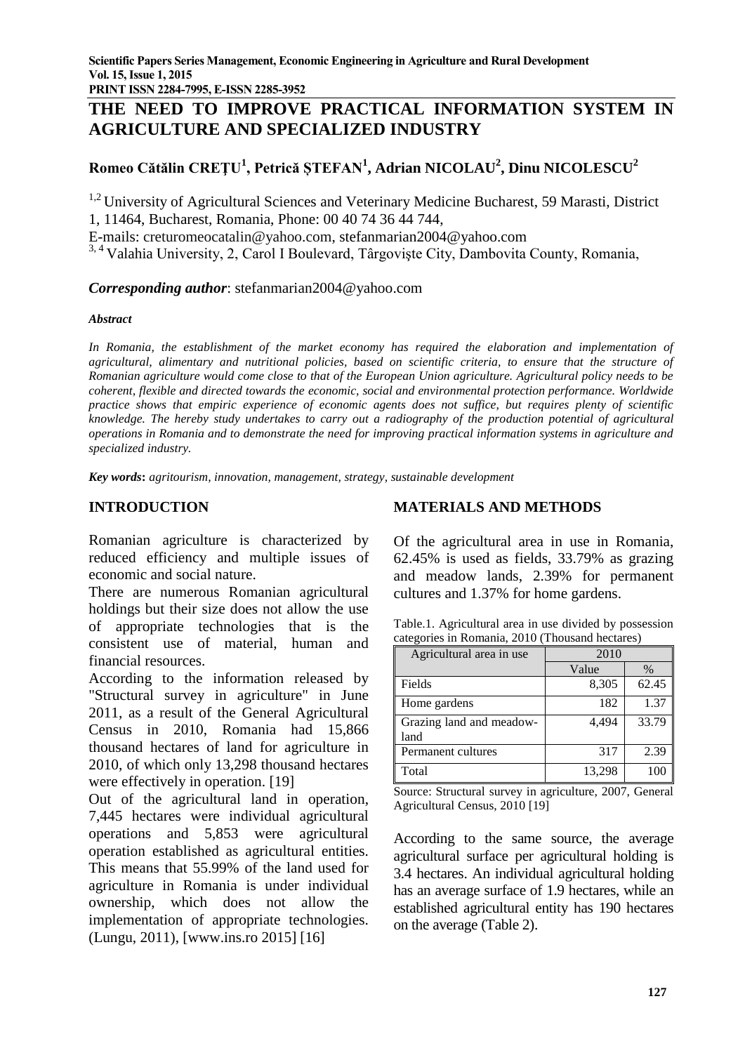# THE NEED TO IMPROVE PRACTICAL INFORMATION SYSTEM IN AGRICULTURE AND SPECIALIZED INDUSTRY

**Romeo Cătălin CREȚU[1], Petrică ȘTEFAN[1], Adrian NICOLAU[2], Dinu NICOLESCU[2]**

[1,2] University of Agricultural Sciences and Veterinary Medicine Bucharest, 59 Marasti, District 1, 11464, Bucharest, Romania, Phone: 00 40 74 36 44 744,
E-mails: creturomeocatalin@yahoo.com, stefanmarian2004@yahoo.com
[3, 4] Valahia University, 2, Carol I Boulevard, Târgovişte City, Dambovita County, Romania,

***Corresponding author***: stefanmarian2004@yahoo.com

***Abstract***

*In Romania, the establishment of the market economy has required the elaboration and implementation of agricultural, alimentary and nutritional policies, based on scientific criteria, to ensure that the structure of Romanian agriculture would come close to that of the European Union agriculture. Agricultural policy needs to be coherent, flexible and directed towards the economic, social and environmental protection performance. Worldwide practice shows that empiric experience of economic agents does not suffice, but requires plenty of scientific knowledge. The hereby study undertakes to carry out a radiography of the production potential of agricultural operations in Romania and to demonstrate the need for improving practical information systems in agriculture and specialized industry.*

***Key words*****:** *agritourism, innovation, management, strategy, sustainable development*

## INTRODUCTION

Romanian agriculture is characterized by reduced efficiency and multiple issues of economic and social nature.

There are numerous Romanian agricultural holdings but their size does not allow the use of appropriate technologies that is the consistent use of material, human and financial resources.

According to the information released by "Structural survey in agriculture" in June 2011, as a result of the General Agricultural Census in 2010, Romania had 15,866 thousand hectares of land for agriculture in 2010, of which only 13,298 thousand hectares were effectively in operation. [19]

Out of the agricultural land in operation, 7,445 hectares were individual agricultural operations and 5,853 were agricultural operation established as agricultural entities. This means that 55.99% of the land used for agriculture in Romania is under individual ownership, which does not allow the implementation of appropriate technologies. (Lungu, 2011), [www.ins.ro 2015] [16]

## MATERIALS AND METHODS

Of the agricultural area in use in Romania, 62.45% is used as fields, 33.79% as grazing and meadow lands, 2.39% for permanent cultures and 1.37% for home gardens.

Table.1. Agricultural area in use divided by possession categories in Romania, 2010 (Thousand hectares)

| Agricultural area in use | 2010 | |
|---|---|---|
| | Value | % |
| Fields | 8,305 | 62.45 |
| Home gardens | 182 | 1.37 |
| Grazing land and meadow-land | 4,494 | 33.79 |
| Permanent cultures | 317 | 2.39 |
| Total | 13,298 | 100 |

Source: Structural survey in agriculture, 2007, General Agricultural Census, 2010 [19]

According to the same source, the average agricultural surface per agricultural holding is 3.4 hectares. An individual agricultural holding has an average surface of 1.9 hectares, while an established agricultural entity has 190 hectares on the average (Table 2).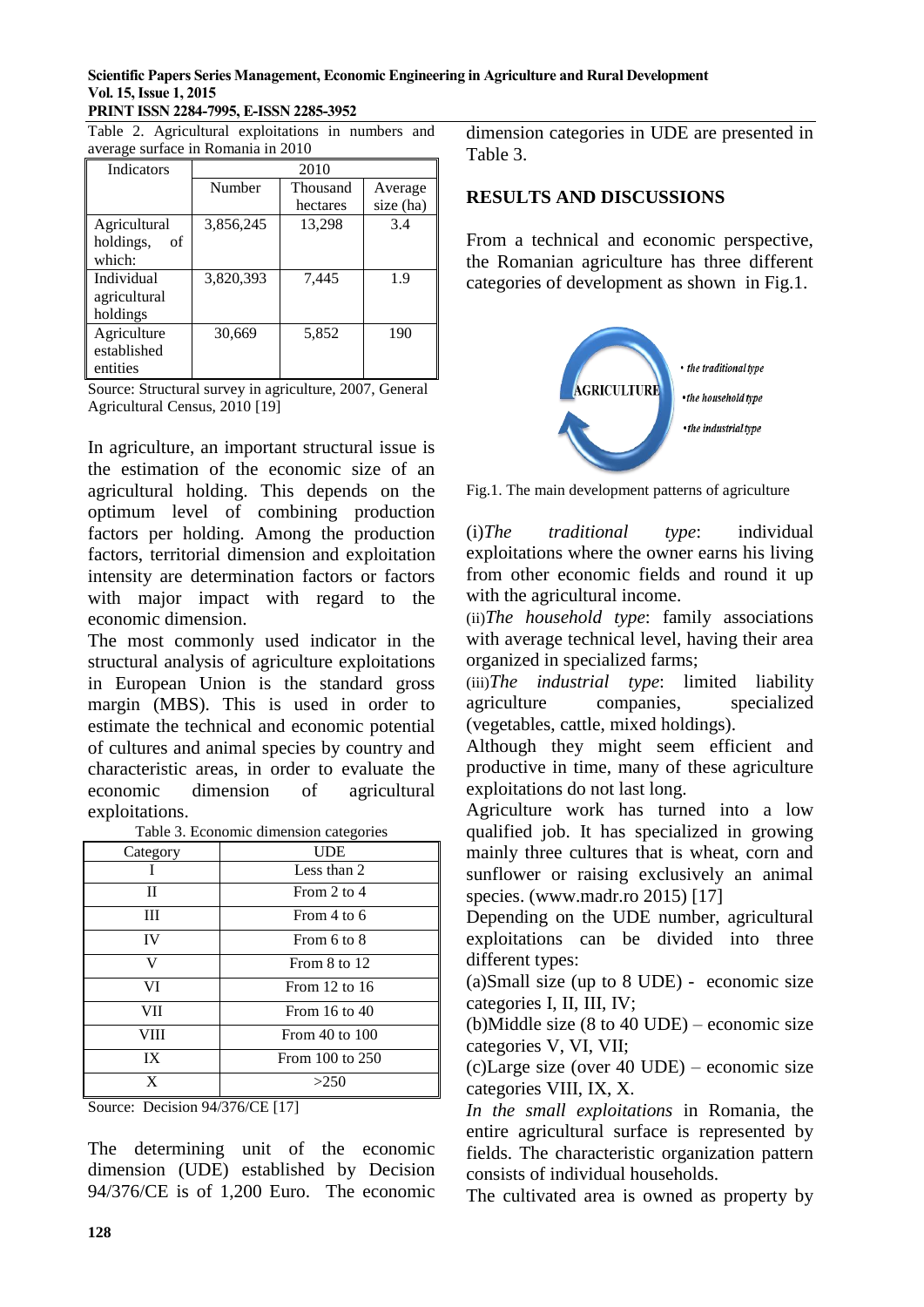Table 2. Agricultural exploitations in numbers and average surface in Romania in 2010

| Indicators | 2010 | | |
|---|---|---|---|
| | Number | Thousand hectares | Average size (ha) |
| Agricultural holdings, of which: | 3,856,245 | 13,298 | 3.4 |
| Individual agricultural holdings | 3,820,393 | 7,445 | 1.9 |
| Agriculture established entities | 30,669 | 5,852 | 190 |

Source: Structural survey in agriculture, 2007, General Agricultural Census, 2010 [19]

In agriculture, an important structural issue is the estimation of the economic size of an agricultural holding. This depends on the optimum level of combining production factors per holding. Among the production factors, territorial dimension and exploitation intensity are determination factors or factors with major impact with regard to the economic dimension.

The most commonly used indicator in the structural analysis of agriculture exploitations in European Union is the standard gross margin (MBS). This is used in order to estimate the technical and economic potential of cultures and animal species by country and characteristic areas, in order to evaluate the economic dimension of agricultural exploitations.

Table 3. Economic dimension categories

| Category | UDE |
|---|---|
| I | Less than 2 |
| II | From 2 to 4 |
| III | From 4 to 6 |
| IV | From 6 to 8 |
| V | From 8 to 12 |
| VI | From 12 to 16 |
| VII | From 16 to 40 |
| VIII | From 40 to 100 |
| IX | From 100 to 250 |
| X | >250 |

Source: Decision 94/376/CE [17]

The determining unit of the economic dimension (UDE) established by Decision 94/376/CE is of 1,200 Euro. The economic dimension categories in UDE are presented in Table 3.

## RESULTS AND DISCUSSIONS

From a technical and economic perspective, the Romanian agriculture has three different categories of development as shown in Fig.1.

AGRICULTURE

- *the traditional type*
- *the household type*
- *the industrial type*

Fig.1. The main development patterns of agriculture

(i)*The traditional type*: individual exploitations where the owner earns his living from other economic fields and round it up with the agricultural income.

(ii)*The household type*: family associations with average technical level, having their area organized in specialized farms;

(iii)*The industrial type*: limited liability agriculture companies, specialized (vegetables, cattle, mixed holdings).

Although they might seem efficient and productive in time, many of these agriculture exploitations do not last long.

Agriculture work has turned into a low qualified job. It has specialized in growing mainly three cultures that is wheat, corn and sunflower or raising exclusively an animal species. (www.madr.ro 2015) [17]

Depending on the UDE number, agricultural exploitations can be divided into three different types:

(a)Small size (up to 8 UDE) - economic size categories I, II, III, IV;

(b)Middle size (8 to 40 UDE) – economic size categories V, VI, VII;

(c)Large size (over 40 UDE) – economic size categories VIII, IX, X.

*In the small exploitations* in Romania, the entire agricultural surface is represented by fields. The characteristic organization pattern consists of individual households.

The cultivated area is owned as property by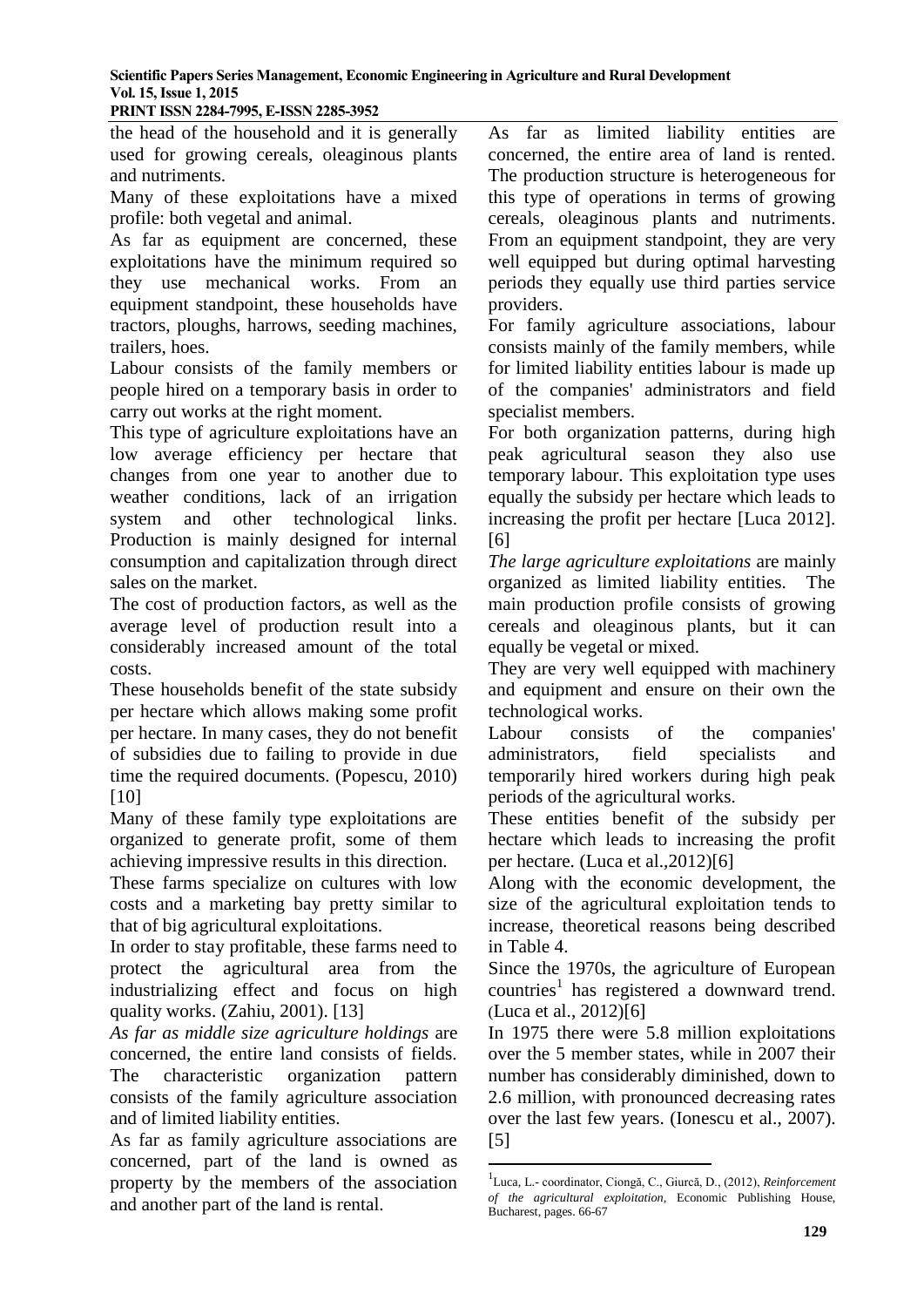the head of the household and it is generally used for growing cereals, oleaginous plants and nutriments.

Many of these exploitations have a mixed profile: both vegetal and animal.

As far as equipment are concerned, these exploitations have the minimum required so they use mechanical works. From an equipment standpoint, these households have tractors, ploughs, harrows, seeding machines, trailers, hoes.

Labour consists of the family members or people hired on a temporary basis in order to carry out works at the right moment.

This type of agriculture exploitations have an low average efficiency per hectare that changes from one year to another due to weather conditions, lack of an irrigation system and other technological links. Production is mainly designed for internal consumption and capitalization through direct sales on the market.

The cost of production factors, as well as the average level of production result into a considerably increased amount of the total costs.

These households benefit of the state subsidy per hectare which allows making some profit per hectare. In many cases, they do not benefit of subsidies due to failing to provide in due time the required documents. (Popescu, 2010) [10]

Many of these family type exploitations are organized to generate profit, some of them achieving impressive results in this direction.

These farms specialize on cultures with low costs and a marketing bay pretty similar to that of big agricultural exploitations.

In order to stay profitable, these farms need to protect the agricultural area from the industrializing effect and focus on high quality works. (Zahiu, 2001). [13]

*As far as middle size agriculture holdings* are concerned, the entire land consists of fields. The characteristic organization pattern consists of the family agriculture association and of limited liability entities.

As far as family agriculture associations are concerned, part of the land is owned as property by the members of the association and another part of the land is rental.

As far as limited liability entities are concerned, the entire area of land is rented. The production structure is heterogeneous for this type of operations in terms of growing cereals, oleaginous plants and nutriments. From an equipment standpoint, they are very well equipped but during optimal harvesting periods they equally use third parties service providers.

For family agriculture associations, labour consists mainly of the family members, while for limited liability entities labour is made up of the companies' administrators and field specialist members.

For both organization patterns, during high peak agricultural season they also use temporary labour. This exploitation type uses equally the subsidy per hectare which leads to increasing the profit per hectare [Luca 2012]. [6]

*The large agriculture exploitations* are mainly organized as limited liability entities. The main production profile consists of growing cereals and oleaginous plants, but it can equally be vegetal or mixed.

They are very well equipped with machinery and equipment and ensure on their own the technological works.

Labour consists of the companies' administrators, field specialists and temporarily hired workers during high peak periods of the agricultural works.

These entities benefit of the subsidy per hectare which leads to increasing the profit per hectare. (Luca et al.,2012)[6]

Along with the economic development, the size of the agricultural exploitation tends to increase, theoretical reasons being described in Table 4.

Since the 1970s, the agriculture of European countries[1] has registered a downward trend. (Luca et al., 2012)[6]

In 1975 there were 5.8 million exploitations over the 5 member states, while in 2007 their number has considerably diminished, down to 2.6 million, with pronounced decreasing rates over the last few years. (Ionescu et al., 2007). [5]

---

[1] Luca, L.- coordinator, Ciongă, C., Giurcă, D., (2012), *Reinforcement of the agricultural exploitation,* Economic Publishing House, Bucharest, pages. 66-67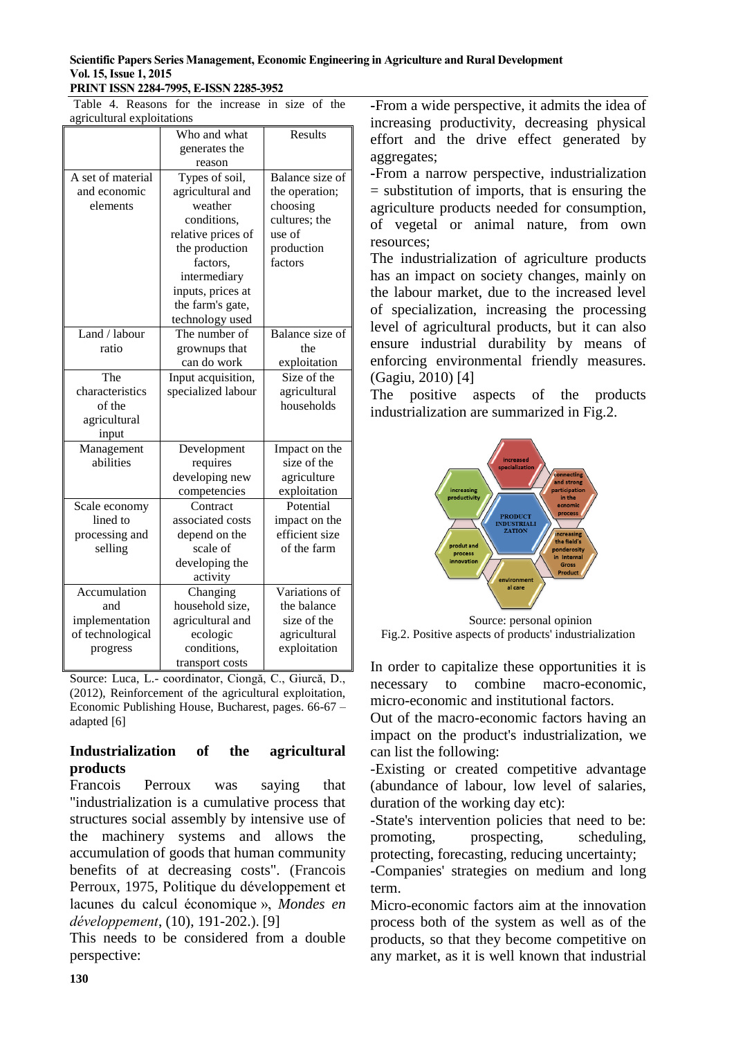Table 4. Reasons for the increase in size of the agricultural exploitations

| | Who and what generates the reason | Results |
|---|---|---|
| A set of material and economic elements | Types of soil, agricultural and weather conditions, relative prices of the production factors, intermediary inputs, prices at the farm's gate, technology used | Balance size of the operation; choosing cultures; the use of production factors |
| Land / labour ratio | The number of grownups that can do work | Balance size of the exploitation |
| The characteristics of the agricultural input | Input acquisition, specialized labour | Size of the agricultural households |
| Management abilities | Development requires developing new competencies | Impact on the size of the agriculture exploitation |
| Scale economy lined to processing and selling | Contract associated costs depend on the scale of developing the activity | Potential impact on the efficient size of the farm |
| Accumulation and implementation of technological progress | Changing household size, agricultural and ecologic conditions, transport costs | Variations of the balance size of the agricultural exploitation |

Source: Luca, L.- coordinator, Ciongă, C., Giurcă, D., (2012), Reinforcement of the agricultural exploitation, Economic Publishing House, Bucharest, pages. 66-67 – adapted [6]

## Industrialization of the agricultural products

Francois Perroux was saying that "industrialization is a cumulative process that structures social assembly by intensive use of the machinery systems and allows the accumulation of goods that human community benefits of at decreasing costs". (Francois Perroux, 1975, Politique du développement et lacunes du calcul économique », *Mondes en développement*, (10), 191-202.). [9]

This needs to be considered from a double perspective:

-From a wide perspective, it admits the idea of increasing productivity, decreasing physical effort and the drive effect generated by aggregates;

-From a narrow perspective, industrialization = substitution of imports, that is ensuring the agriculture products needed for consumption, of vegetal or animal nature, from own resources;

The industrialization of agriculture products has an impact on society changes, mainly on the labour market, due to the increased level of specialization, increasing the processing level of agricultural products, but it can also ensure industrial durability by means of enforcing environmental friendly measures. (Gagiu, 2010) [4]

The positive aspects of the products industrialization are summarized in Fig.2.

Source: personal opinion

Fig.2. Positive aspects of products' industrialization

In order to capitalize these opportunities it is necessary to combine macro-economic, micro-economic and institutional factors.

Out of the macro-economic factors having an impact on the product's industrialization, we can list the following:

-Existing or created competitive advantage (abundance of labour, low level of salaries, duration of the working day etc):

-State's intervention policies that need to be: promoting, prospecting, scheduling, protecting, forecasting, reducing uncertainty;

-Companies' strategies on medium and long term.

Micro-economic factors aim at the innovation process both of the system as well as of the products, so that they become competitive on any market, as it is well known that industrial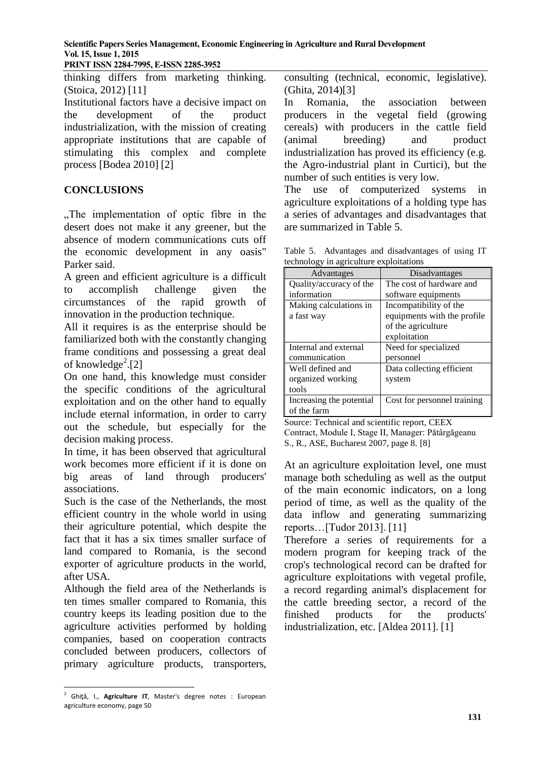thinking differs from marketing thinking. (Stoica, 2012) [11]

Institutional factors have a decisive impact on the development of the product industrialization, with the mission of creating appropriate institutions that are capable of stimulating this complex and complete process [Bodea 2010] [2]

## CONCLUSIONS

„The implementation of optic fibre in the desert does not make it any greener, but the absence of modern communications cuts off the economic development in any oasis" Parker said.

A green and efficient agriculture is a difficult to accomplish challenge given the circumstances of the rapid growth of innovation in the production technique.

All it requires is as the enterprise should be familiarized both with the constantly changing frame conditions and possessing a great deal of knowledge[2].[2]

On one hand, this knowledge must consider the specific conditions of the agricultural exploitation and on the other hand to equally include eternal information, in order to carry out the schedule, but especially for the decision making process.

In time, it has been observed that agricultural work becomes more efficient if it is done on big areas of land through producers' associations.

Such is the case of the Netherlands, the most efficient country in the whole world in using their agriculture potential, which despite the fact that it has a six times smaller surface of land compared to Romania, is the second exporter of agriculture products in the world, after USA.

Although the field area of the Netherlands is ten times smaller compared to Romania, this country keeps its leading position due to the agriculture activities performed by holding companies, based on cooperation contracts concluded between producers, collectors of primary agriculture products, transporters, consulting (technical, economic, legislative). (Ghita, 2014)[3]

In Romania, the association between producers in the vegetal field (growing cereals) with producers in the cattle field (animal breeding) and product industrialization has proved its efficiency (e.g. the Agro-industrial plant in Curtici), but the number of such entities is very low.

The use of computerized systems in agriculture exploitations of a holding type has a series of advantages and disadvantages that are summarized in Table 5.

Table 5. Advantages and disadvantages of using IT technology in agriculture exploitations

| Advantages | Disadvantages |
|---|---|
| Quality/accuracy of the information | The cost of hardware and software equipments |
| Making calculations in a fast way | Incompatibility of the equipments with the profile of the agriculture exploitation |
| Internal and external communication | Need for specialized personnel |
| Well defined and organized working tools | Data collecting efficient system |
| Increasing the potential of the farm | Cost for personnel training |

Source: Technical and scientific report, CEEX Contract, Module I, Stage II, Manager: Pătârgăgeanu S., R., ASE, Bucharest 2007, page 8. [8]

At an agriculture exploitation level, one must manage both scheduling as well as the output of the main economic indicators, on a long period of time, as well as the quality of the data inflow and generating summarizing reports…[Tudor 2013]. [11]

Therefore a series of requirements for a modern program for keeping track of the crop's technological record can be drafted for agriculture exploitations with vegetal profile, a record regarding animal's displacement for the cattle breeding sector, a record of the finished products for the products' industrialization, etc. [Aldea 2011]. [1]

---

[2] Ghiţă, I., **Agriculture IT**, Master's degree notes : European agriculture economy, page 50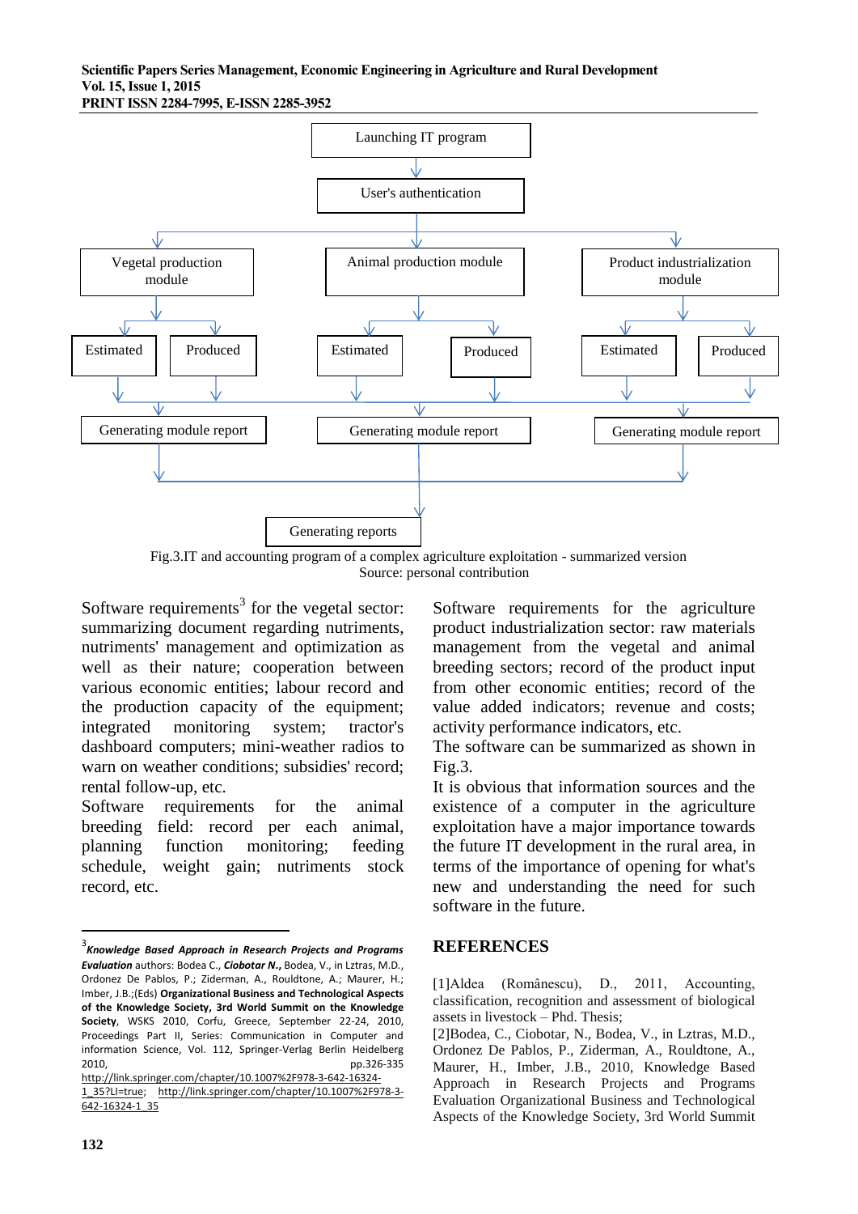Launching IT program

User's authentication

Vegetal production module | Animal production module | Product industrialization module

Estimated | Produced | Estimated | Produced | Estimated | Produced

Generating module report | Generating module report | Generating module report

Generating reports

Fig.3.IT and accounting program of a complex agriculture exploitation - summarized version
Source: personal contribution

Software requirements[3] for the vegetal sector: summarizing document regarding nutriments, nutriments' management and optimization as well as their nature; cooperation between various economic entities; labour record and the production capacity of the equipment; integrated monitoring system; tractor's dashboard computers; mini-weather radios to warn on weather conditions; subsidies' record; rental follow-up, etc.

Software requirements for the animal breeding field: record per each animal, planning function monitoring; feeding schedule, weight gain; nutriments stock record, etc.

Software requirements for the agriculture product industrialization sector: raw materials management from the vegetal and animal breeding sectors; record of the product input from other economic entities; record of the value added indicators; revenue and costs; activity performance indicators, etc.

The software can be summarized as shown in Fig.3.

It is obvious that information sources and the existence of a computer in the agriculture exploitation have a major importance towards the future IT development in the rural area, in terms of the importance of opening for what's new and understanding the need for such software in the future.

## REFERENCES

[1]Aldea (Românescu), D., 2011, Accounting, classification, recognition and assessment of biological assets in livestock – Phd. Thesis;

[2]Bodea, C., Ciobotar, N., Bodea, V., in Lztras, M.D., Ordonez De Pablos, P., Ziderman, A., Rouldtone, A., Maurer, H., Imber, J.B., 2010, Knowledge Based Approach in Research Projects and Programs Evaluation Organizational Business and Technological Aspects of the Knowledge Society, 3rd World Summit

---

[3]***Knowledge Based Approach in Research Projects and Programs Evaluation*** authors: Bodea C., ***Ciobotar N.,*** Bodea, V., in Lztras, M.D., Ordonez De Pablos, P.; Ziderman, A., Rouldtone, A.; Maurer, H.; Imber, J.B.;(Eds) **Organizational Business and Technological Aspects of the Knowledge Society, 3rd World Summit on the Knowledge Society**, WSKS 2010, Corfu, Greece, September 22-24, 2010, Proceedings Part II, Series: Communication in Computer and information Science, Vol. 112, Springer-Verlag Berlin Heidelberg 2010, pp.326-335 http://link.springer.com/chapter/10.1007%2F978-3-642-16324-1_35?LI=true; http://link.springer.com/chapter/10.1007%2F978-3-642-16324-1_35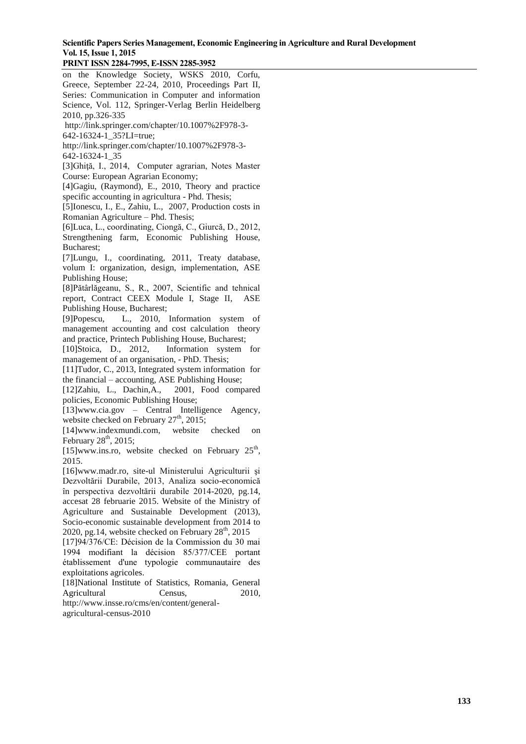on the Knowledge Society, WSKS 2010, Corfu, Greece, September 22-24, 2010, Proceedings Part II, Series: Communication in Computer and information Science, Vol. 112, Springer-Verlag Berlin Heidelberg 2010, pp.326-335
http://link.springer.com/chapter/10.1007%2F978-3-642-16324-1_35?LI=true;
http://link.springer.com/chapter/10.1007%2F978-3-642-16324-1_35

[3]Ghiţă, I., 2014, Computer agrarian, Notes Master Course: European Agrarian Economy;

[4]Gagiu, (Raymond), E., 2010, Theory and practice specific accounting in agricultura - Phd. Thesis;

[5]Ionescu, I., E., Zahiu, L., 2007, Production costs in Romanian Agriculture – Phd. Thesis;

[6]Luca, L., coordinating, Ciongă, C., Giurcă, D., 2012, Strengthening farm, Economic Publishing House, Bucharest;

[7]Lungu, I., coordinating, 2011, Treaty database, volum I: organization, design, implementation, ASE Publishing House;

[8]Pătârlăgeanu, S., R., 2007, Scientific and tehnical report, Contract CEEX Module I, Stage II, ASE Publishing House, Bucharest;

[9]Popescu, L., 2010, Information system of management accounting and cost calculation theory and practice, Printech Publishing House, Bucharest;

[10]Stoica, D., 2012, Information system for management of an organisation, - PhD. Thesis;

[11]Tudor, C., 2013, Integrated system information for the financial – accounting, ASE Publishing House;

[12]Zahiu, L., Dachin,A., 2001, Food compared policies, Economic Publishing House;

[13]www.cia.gov – Central Intelligence Agency, website checked on February 27th, 2015;

[14]www.indexmundi.com, website checked on February 28th, 2015;

[15]www.ins.ro, website checked on February 25th, 2015.

[16]www.madr.ro, site-ul Ministerului Agriculturii şi Dezvoltării Durabile, 2013, Analiza socio-economică în perspectiva dezvoltării durabile 2014-2020, pg.14, accesat 28 februarie 2015. Website of the Ministry of Agriculture and Sustainable Development (2013), Socio-economic sustainable development from 2014 to 2020, pg.14, website checked on February 28th, 2015

[17]94/376/CE: Décision de la Commission du 30 mai 1994 modifiant la décision 85/377/CEE portant établissement d'une typologie communautaire des exploitations agricoles.

[18]National Institute of Statistics, Romania, General Agricultural Census, 2010, http://www.insse.ro/cms/en/content/general-agricultural-census-2010